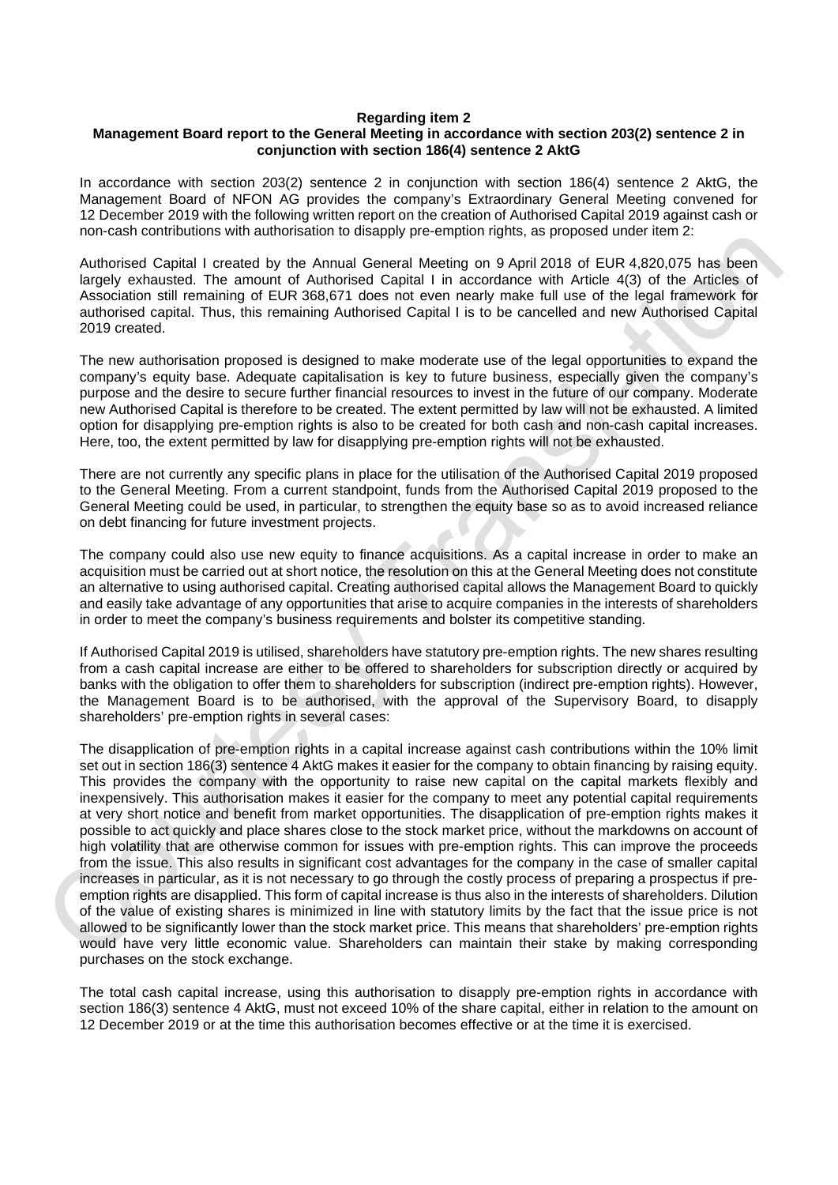**Regarding item 2**
**Management Board report to the General Meeting in accordance with section 203(2) sentence 2 in conjunction with section 186(4) sentence 2 AktG**

In accordance with section 203(2) sentence 2 in conjunction with section 186(4) sentence 2 AktG, the Management Board of NFON AG provides the company's Extraordinary General Meeting convened for 12 December 2019 with the following written report on the creation of Authorised Capital 2019 against cash or non-cash contributions with authorisation to disapply pre-emption rights, as proposed under item 2:

Authorised Capital I created by the Annual General Meeting on 9 April 2018 of EUR 4,820,075 has been largely exhausted. The amount of Authorised Capital I in accordance with Article 4(3) of the Articles of Association still remaining of EUR 368,671 does not even nearly make full use of the legal framework for authorised capital. Thus, this remaining Authorised Capital I is to be cancelled and new Authorised Capital 2019 created.

The new authorisation proposed is designed to make moderate use of the legal opportunities to expand the company's equity base. Adequate capitalisation is key to future business, especially given the company's purpose and the desire to secure further financial resources to invest in the future of our company. Moderate new Authorised Capital is therefore to be created. The extent permitted by law will not be exhausted. A limited option for disapplying pre-emption rights is also to be created for both cash and non-cash capital increases. Here, too, the extent permitted by law for disapplying pre-emption rights will not be exhausted.

There are not currently any specific plans in place for the utilisation of the Authorised Capital 2019 proposed to the General Meeting. From a current standpoint, funds from the Authorised Capital 2019 proposed to the General Meeting could be used, in particular, to strengthen the equity base so as to avoid increased reliance on debt financing for future investment projects.

The company could also use new equity to finance acquisitions. As a capital increase in order to make an acquisition must be carried out at short notice, the resolution on this at the General Meeting does not constitute an alternative to using authorised capital. Creating authorised capital allows the Management Board to quickly and easily take advantage of any opportunities that arise to acquire companies in the interests of shareholders in order to meet the company's business requirements and bolster its competitive standing.

If Authorised Capital 2019 is utilised, shareholders have statutory pre-emption rights. The new shares resulting from a cash capital increase are either to be offered to shareholders for subscription directly or acquired by banks with the obligation to offer them to shareholders for subscription (indirect pre-emption rights). However, the Management Board is to be authorised, with the approval of the Supervisory Board, to disapply shareholders' pre-emption rights in several cases:

The disapplication of pre-emption rights in a capital increase against cash contributions within the 10% limit set out in section 186(3) sentence 4 AktG makes it easier for the company to obtain financing by raising equity. This provides the company with the opportunity to raise new capital on the capital markets flexibly and inexpensively. This authorisation makes it easier for the company to meet any potential capital requirements at very short notice and benefit from market opportunities. The disapplication of pre-emption rights makes it possible to act quickly and place shares close to the stock market price, without the markdowns on account of high volatility that are otherwise common for issues with pre-emption rights. This can improve the proceeds from the issue. This also results in significant cost advantages for the company in the case of smaller capital increases in particular, as it is not necessary to go through the costly process of preparing a prospectus if pre-emption rights are disapplied. This form of capital increase is thus also in the interests of shareholders. Dilution of the value of existing shares is minimized in line with statutory limits by the fact that the issue price is not allowed to be significantly lower than the stock market price. This means that shareholders' pre-emption rights would have very little economic value. Shareholders can maintain their stake by making corresponding purchases on the stock exchange.

The total cash capital increase, using this authorisation to disapply pre-emption rights in accordance with section 186(3) sentence 4 AktG, must not exceed 10% of the share capital, either in relation to the amount on 12 December 2019 or at the time this authorisation becomes effective or at the time it is exercised.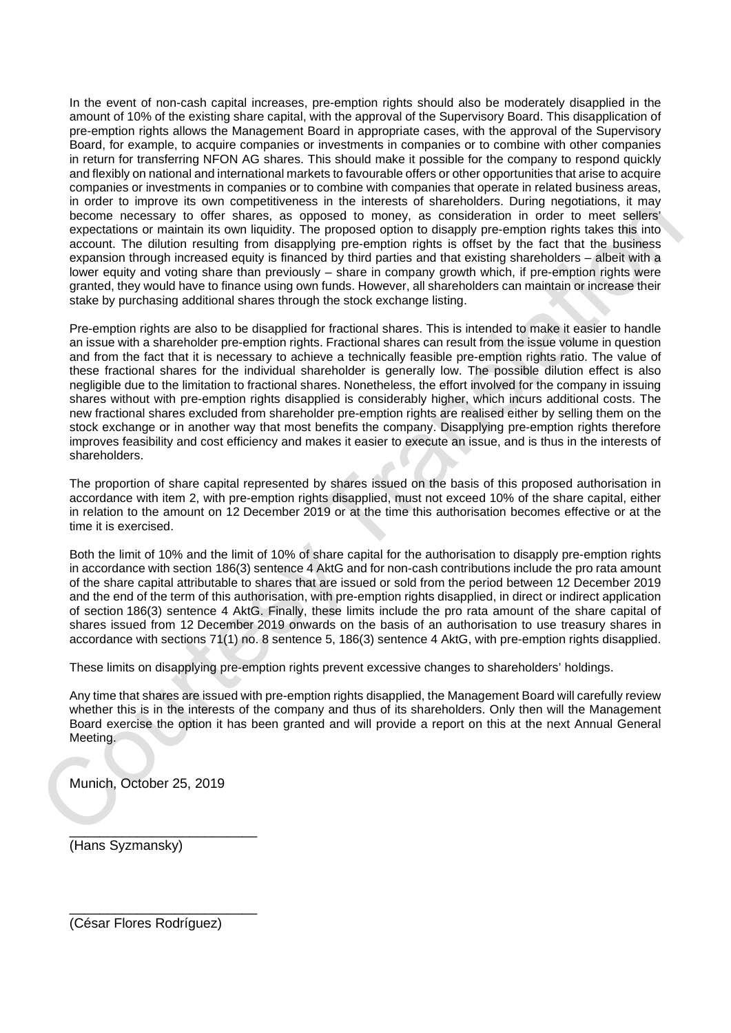In the event of non-cash capital increases, pre-emption rights should also be moderately disapplied in the amount of 10% of the existing share capital, with the approval of the Supervisory Board. This disapplication of pre-emption rights allows the Management Board in appropriate cases, with the approval of the Supervisory Board, for example, to acquire companies or investments in companies or to combine with other companies in return for transferring NFON AG shares. This should make it possible for the company to respond quickly and flexibly on national and international markets to favourable offers or other opportunities that arise to acquire companies or investments in companies or to combine with companies that operate in related business areas, in order to improve its own competitiveness in the interests of shareholders. During negotiations, it may become necessary to offer shares, as opposed to money, as consideration in order to meet sellers' expectations or maintain its own liquidity. The proposed option to disapply pre-emption rights takes this into account. The dilution resulting from disapplying pre-emption rights is offset by the fact that the business expansion through increased equity is financed by third parties and that existing shareholders – albeit with a lower equity and voting share than previously – share in company growth which, if pre-emption rights were granted, they would have to finance using own funds. However, all shareholders can maintain or increase their stake by purchasing additional shares through the stock exchange listing.

Pre-emption rights are also to be disapplied for fractional shares. This is intended to make it easier to handle an issue with a shareholder pre-emption rights. Fractional shares can result from the issue volume in question and from the fact that it is necessary to achieve a technically feasible pre-emption rights ratio. The value of these fractional shares for the individual shareholder is generally low. The possible dilution effect is also negligible due to the limitation to fractional shares. Nonetheless, the effort involved for the company in issuing shares without with pre-emption rights disapplied is considerably higher, which incurs additional costs. The new fractional shares excluded from shareholder pre-emption rights are realised either by selling them on the stock exchange or in another way that most benefits the company. Disapplying pre-emption rights therefore improves feasibility and cost efficiency and makes it easier to execute an issue, and is thus in the interests of shareholders.

The proportion of share capital represented by shares issued on the basis of this proposed authorisation in accordance with item 2, with pre-emption rights disapplied, must not exceed 10% of the share capital, either in relation to the amount on 12 December 2019 or at the time this authorisation becomes effective or at the time it is exercised.

Both the limit of 10% and the limit of 10% of share capital for the authorisation to disapply pre-emption rights in accordance with section 186(3) sentence 4 AktG and for non-cash contributions include the pro rata amount of the share capital attributable to shares that are issued or sold from the period between 12 December 2019 and the end of the term of this authorisation, with pre-emption rights disapplied, in direct or indirect application of section 186(3) sentence 4 AktG. Finally, these limits include the pro rata amount of the share capital of shares issued from 12 December 2019 onwards on the basis of an authorisation to use treasury shares in accordance with sections 71(1) no. 8 sentence 5, 186(3) sentence 4 AktG, with pre-emption rights disapplied.

These limits on disapplying pre-emption rights prevent excessive changes to shareholders' holdings.

Any time that shares are issued with pre-emption rights disapplied, the Management Board will carefully review whether this is in the interests of the company and thus of its shareholders. Only then will the Management Board exercise the option it has been granted and will provide a report on this at the next Annual General Meeting.

Munich, October 25, 2019

\_\_\_\_\_\_\_\_\_\_\_\_\_\_\_\_\_\_\_\_\_\_\_\_\_\_

(Hans Syzmansky)

\_\_\_\_\_\_\_\_\_\_\_\_\_\_\_\_\_\_\_\_\_\_\_\_\_\_

(César Flores Rodríguez)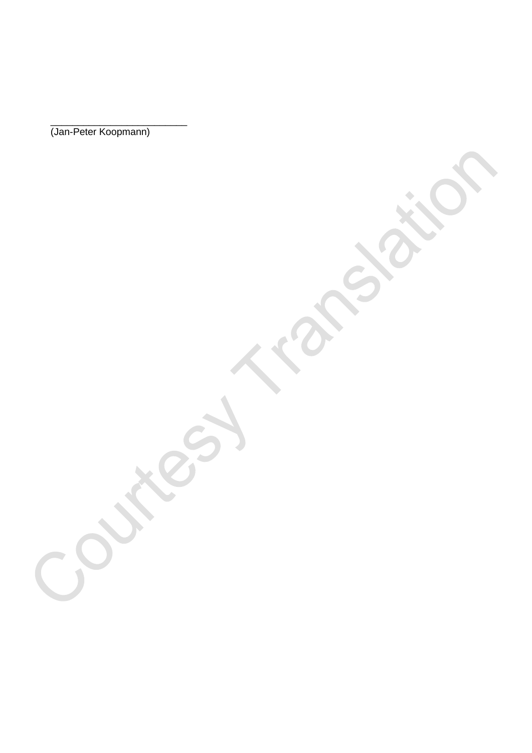\_\_\_\_\_\_\_\_\_\_\_\_\_\_\_\_\_\_\_\_\_\_\_\_\_\_

(Jan-Peter Koopmann)

Courtesy Translation